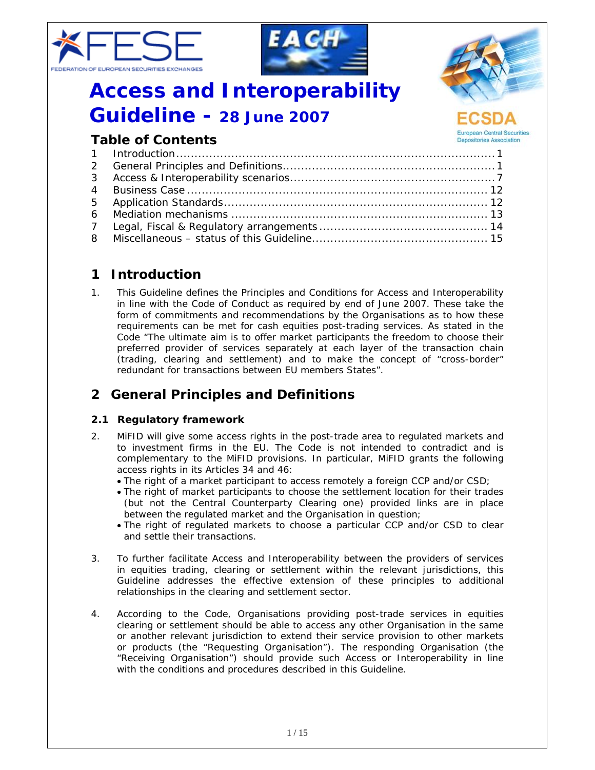# Access and Interoperability Guideline - 28 June 2007

## Table of Contents

| | | |
|---|---|---|
| 1 | Introduction | 1 |
| 2 | General Principles and Definitions | 1 |
| 3 | Access & Interoperability scenarios | 7 |
| 4 | Business Case | 12 |
| 5 | Application Standards | 12 |
| 6 | Mediation mechanisms | 13 |
| 7 | Legal, Fiscal & Regulatory arrangements | 14 |
| 8 | Miscellaneous – status of this Guideline | 15 |

## 1 Introduction

1. This Guideline defines the Principles and Conditions for Access and Interoperability in line with the Code of Conduct as required by end of June 2007. These take the form of commitments and recommendations by the Organisations as to how these requirements can be met for cash equities post-trading services. As stated in the Code "The ultimate aim is to offer market participants the freedom to choose their preferred provider of services separately at each layer of the transaction chain (trading, clearing and settlement) and to make the concept of "cross-border" redundant for transactions between EU members States".

## 2 General Principles and Definitions

### 2.1 Regulatory framework

2. MiFID will give some access rights in the post-trade area to regulated markets and to investment firms in the EU. The Code is not intended to contradict and is complementary to the MiFID provisions. In particular, MiFID grants the following access rights in its Articles 34 and 46:
   - The right of a market participant to access remotely a foreign CCP and/or CSD;
   - The right of market participants to choose the settlement location for their trades (but not the Central Counterparty Clearing one) provided links are in place between the regulated market and the Organisation in question;
   - The right of regulated markets to choose a particular CCP and/or CSD to clear and settle their transactions.

3. To further facilitate Access and Interoperability between the providers of services in equities trading, clearing or settlement within the relevant jurisdictions, this Guideline addresses the effective extension of these principles to additional relationships in the clearing and settlement sector.

4. According to the Code, Organisations providing post-trade services in equities clearing or settlement should be able to access any other Organisation in the same or another relevant jurisdiction to extend their service provision to other markets or products (the "Requesting Organisation"). The responding Organisation (the "Receiving Organisation") should provide such Access or Interoperability in line with the conditions and procedures described in this Guideline.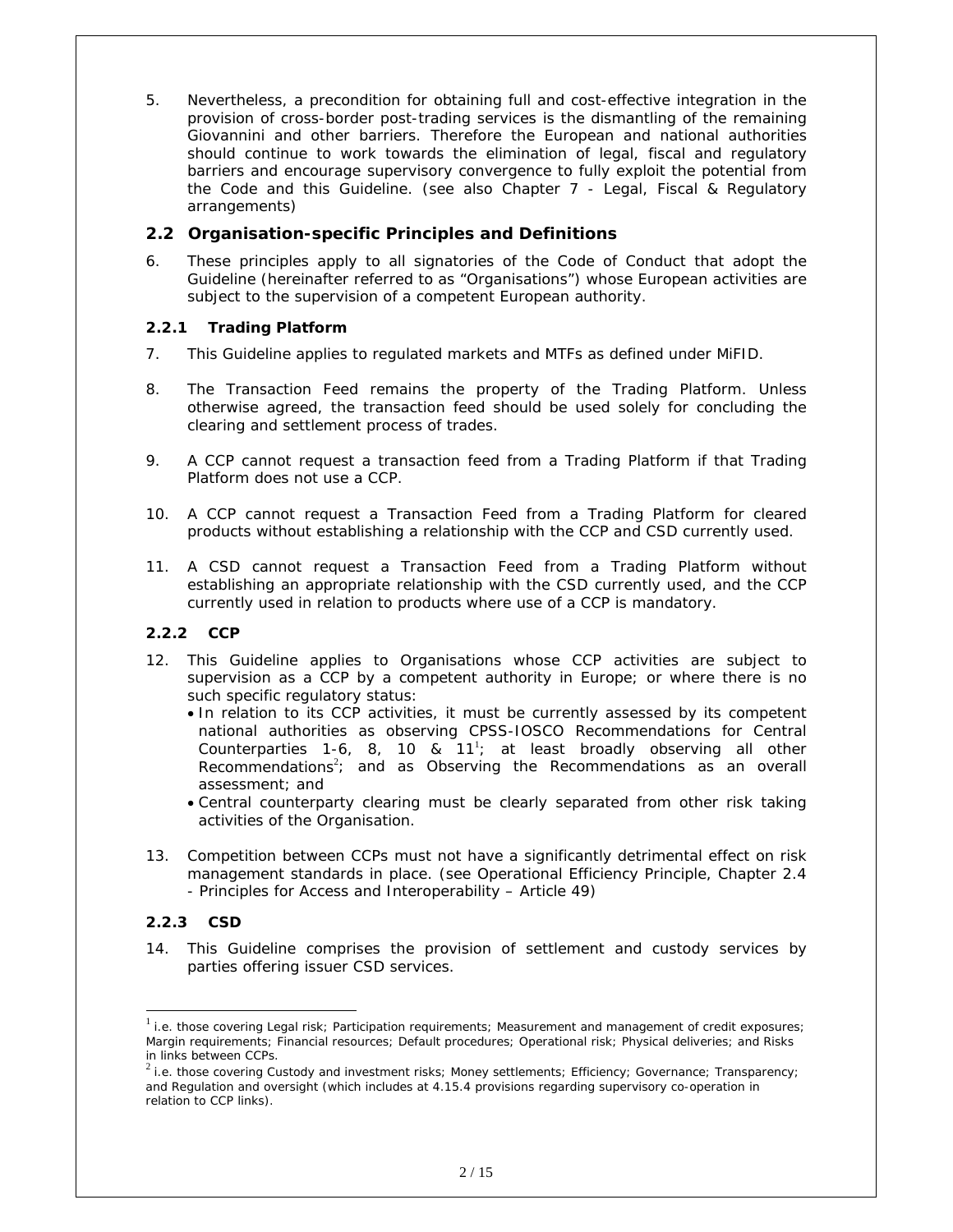5. Nevertheless, a precondition for obtaining full and cost-effective integration in the provision of cross-border post-trading services is the dismantling of the remaining Giovannini and other barriers. Therefore the European and national authorities should continue to work towards the elimination of legal, fiscal and regulatory barriers and encourage supervisory convergence to fully exploit the potential from the Code and this Guideline. (see also Chapter 7 - Legal, Fiscal & Regulatory arrangements)

## 2.2 Organisation-specific Principles and Definitions

6. These principles apply to all signatories of the Code of Conduct that adopt the Guideline (hereinafter referred to as "Organisations") whose European activities are subject to the supervision of a competent European authority.

### 2.2.1 Trading Platform

7. This Guideline applies to regulated markets and MTFs as defined under MiFID.

8. The Transaction Feed remains the property of the Trading Platform. Unless otherwise agreed, the transaction feed should be used solely for concluding the clearing and settlement process of trades.

9. A CCP cannot request a transaction feed from a Trading Platform if that Trading Platform does not use a CCP.

10. A CCP cannot request a Transaction Feed from a Trading Platform for cleared products without establishing a relationship with the CCP and CSD currently used.

11. A CSD cannot request a Transaction Feed from a Trading Platform without establishing an appropriate relationship with the CSD currently used, and the CCP currently used in relation to products where use of a CCP is mandatory.

### 2.2.2 CCP

12. This Guideline applies to Organisations whose CCP activities are subject to supervision as a CCP by a competent authority in Europe; or where there is no such specific regulatory status:
    - In relation to its CCP activities, it must be currently assessed by its competent national authorities as observing CPSS-IOSCO Recommendations for Central Counterparties 1-6, 8, 10 & 11[1]; at least broadly observing all other Recommendations[2]; and as Observing the Recommendations as an overall assessment; and
    - Central counterparty clearing must be clearly separated from other risk taking activities of the Organisation.

13. Competition between CCPs must not have a significantly detrimental effect on risk management standards in place. (see Operational Efficiency Principle, Chapter 2.4 - Principles for Access and Interoperability – Article 49)

### 2.2.3 CSD

14. This Guideline comprises the provision of settlement and custody services by parties offering issuer CSD services.

---

[1] i.e. those covering Legal risk; Participation requirements; Measurement and management of credit exposures; Margin requirements; Financial resources; Default procedures; Operational risk; Physical deliveries; and Risks in links between CCPs.

[2] i.e. those covering Custody and investment risks; Money settlements; Efficiency; Governance; Transparency; and Regulation and oversight (which includes at 4.15.4 provisions regarding supervisory co-operation in relation to CCP links).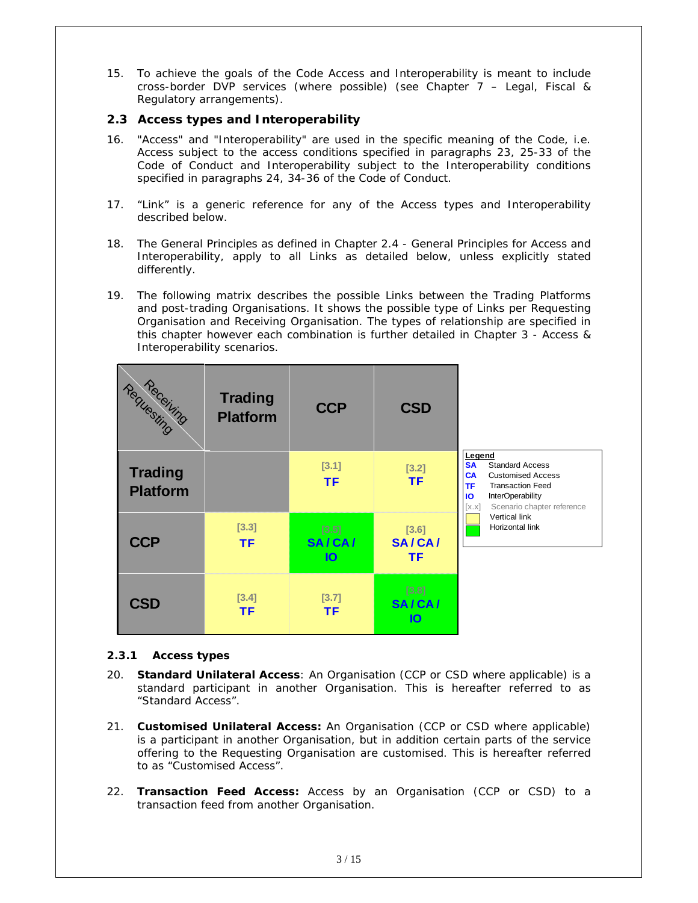15. To achieve the goals of the Code Access and Interoperability is meant to include cross-border DVP services (where possible) (see Chapter 7 – Legal, Fiscal & Regulatory arrangements).

## 2.3 Access types and Interoperability

16. "Access" and "Interoperability" are used in the specific meaning of the Code, i.e. Access subject to the access conditions specified in paragraphs 23, 25-33 of the Code of Conduct and Interoperability subject to the Interoperability conditions specified in paragraphs 24, 34-36 of the Code of Conduct.

17. "Link" is a generic reference for any of the Access types and Interoperability described below.

18. The General Principles as defined in Chapter 2.4 - General Principles for Access and Interoperability, apply to all Links as detailed below, unless explicitly stated differently.

19. The following matrix describes the possible Links between the Trading Platforms and post-trading Organisations. It shows the possible type of Links per Requesting Organisation and Receiving Organisation. The types of relationship are specified in this chapter however each combination is further detailed in Chapter 3 - Access & Interoperability scenarios.

| Requesting \ Receiving | Trading Platform | CCP | CSD |
|---|---|---|---|
| **Trading Platform** | | [3.1] TF | [3.2] TF |
| **CCP** | [3.3] TF | [3.5] SA / CA / IO | [3.6] SA / CA / TF |
| **CSD** | [3.4] TF | [3.7] TF | [3.8] SA / CA / IO |

**Legend**
- SA Standard Access
- CA Customised Access
- TF Transaction Feed
- IO InterOperability
- [x.x] Scenario chapter reference
- Yellow: Vertical link
- Green: Horizontal link

### 2.3.1 Access types

20. **Standard Unilateral Access**: An Organisation (CCP or CSD where applicable) is a standard participant in another Organisation. This is hereafter referred to as "Standard Access".

21. **Customised Unilateral Access:** An Organisation (CCP or CSD where applicable) is a participant in another Organisation, but in addition certain parts of the service offering to the Requesting Organisation are customised. This is hereafter referred to as "Customised Access".

22. **Transaction Feed Access:** Access by an Organisation (CCP or CSD) to a transaction feed from another Organisation.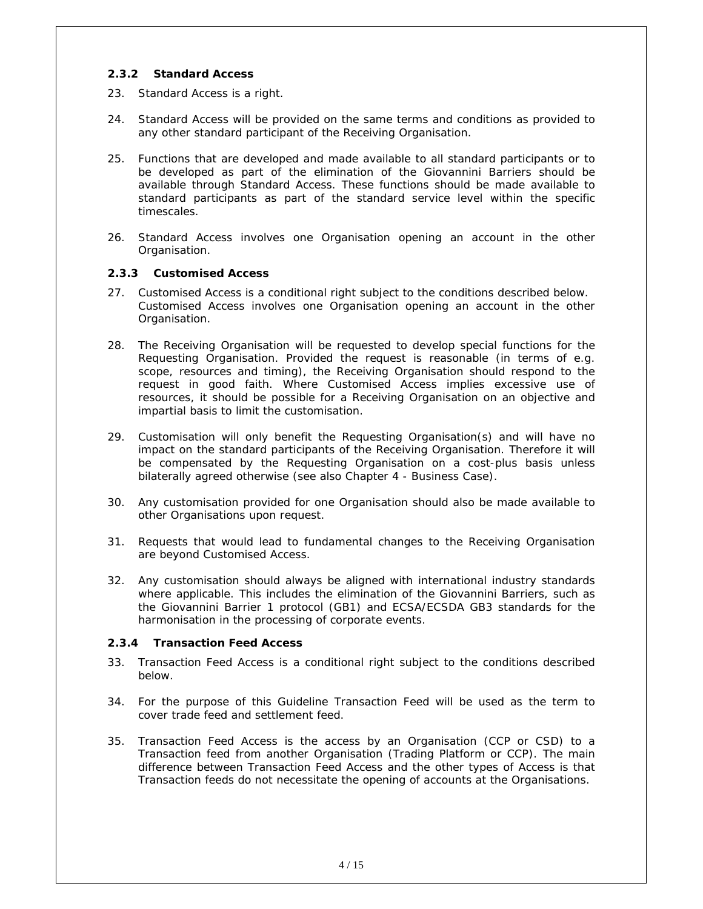### 2.3.2 Standard Access

23. Standard Access is a right.

24. Standard Access will be provided on the same terms and conditions as provided to any other standard participant of the Receiving Organisation.

25. Functions that are developed and made available to all standard participants or to be developed as part of the elimination of the Giovannini Barriers should be available through Standard Access. These functions should be made available to standard participants as part of the standard service level within the specific timescales.

26. Standard Access involves one Organisation opening an account in the other Organisation.

### 2.3.3 Customised Access

27. Customised Access is a conditional right subject to the conditions described below. Customised Access involves one Organisation opening an account in the other Organisation.

28. The Receiving Organisation will be requested to develop special functions for the Requesting Organisation. Provided the request is reasonable (in terms of e.g. scope, resources and timing), the Receiving Organisation should respond to the request in good faith. Where Customised Access implies excessive use of resources, it should be possible for a Receiving Organisation on an objective and impartial basis to limit the customisation.

29. Customisation will only benefit the Requesting Organisation(s) and will have no impact on the standard participants of the Receiving Organisation. Therefore it will be compensated by the Requesting Organisation on a cost-plus basis unless bilaterally agreed otherwise (see also Chapter 4 - Business Case).

30. Any customisation provided for one Organisation should also be made available to other Organisations upon request.

31. Requests that would lead to fundamental changes to the Receiving Organisation are beyond Customised Access.

32. Any customisation should always be aligned with international industry standards where applicable. This includes the elimination of the Giovannini Barriers, such as the Giovannini Barrier 1 protocol (GB1) and ECSA/ECSDA GB3 standards for the harmonisation in the processing of corporate events.

### 2.3.4 Transaction Feed Access

33. Transaction Feed Access is a conditional right subject to the conditions described below.

34. For the purpose of this Guideline Transaction Feed will be used as the term to cover trade feed and settlement feed.

35. Transaction Feed Access is the access by an Organisation (CCP or CSD) to a Transaction feed from another Organisation (Trading Platform or CCP). The main difference between Transaction Feed Access and the other types of Access is that Transaction feeds do not necessitate the opening of accounts at the Organisations.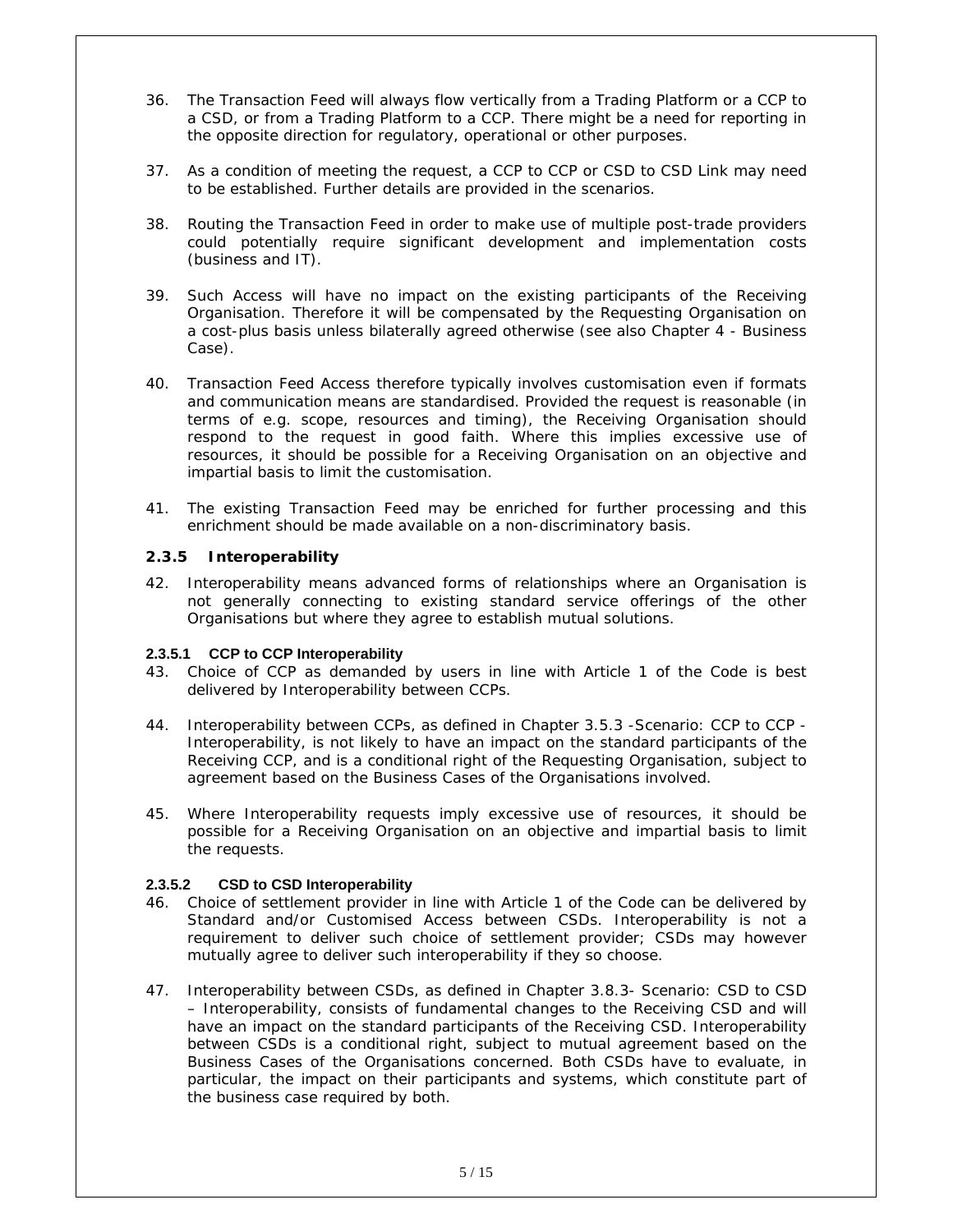36. The Transaction Feed will always flow vertically from a Trading Platform or a CCP to a CSD, or from a Trading Platform to a CCP. There might be a need for reporting in the opposite direction for regulatory, operational or other purposes.

37. As a condition of meeting the request, a CCP to CCP or CSD to CSD Link may need to be established. Further details are provided in the scenarios.

38. Routing the Transaction Feed in order to make use of multiple post-trade providers could potentially require significant development and implementation costs (business and IT).

39. Such Access will have no impact on the existing participants of the Receiving Organisation. Therefore it will be compensated by the Requesting Organisation on a cost-plus basis unless bilaterally agreed otherwise (see also Chapter 4 - Business Case).

40. Transaction Feed Access therefore typically involves customisation even if formats and communication means are standardised. Provided the request is reasonable (in terms of e.g. scope, resources and timing), the Receiving Organisation should respond to the request in good faith. Where this implies excessive use of resources, it should be possible for a Receiving Organisation on an objective and impartial basis to limit the customisation.

41. The existing Transaction Feed may be enriched for further processing and this enrichment should be made available on a non-discriminatory basis.

### 2.3.5 Interoperability

42. Interoperability means advanced forms of relationships where an Organisation is not generally connecting to existing standard service offerings of the other Organisations but where they agree to establish mutual solutions.

#### 2.3.5.1 CCP to CCP Interoperability

43. Choice of CCP as demanded by users in line with Article 1 of the Code is best delivered by Interoperability between CCPs.

44. Interoperability between CCPs, as defined in Chapter 3.5.3 -Scenario: CCP to CCP - Interoperability, is not likely to have an impact on the standard participants of the Receiving CCP, and is a conditional right of the Requesting Organisation, subject to agreement based on the Business Cases of the Organisations involved.

45. Where Interoperability requests imply excessive use of resources, it should be possible for a Receiving Organisation on an objective and impartial basis to limit the requests.

#### 2.3.5.2 CSD to CSD Interoperability

46. Choice of settlement provider in line with Article 1 of the Code can be delivered by Standard and/or Customised Access between CSDs. Interoperability is not a requirement to deliver such choice of settlement provider; CSDs may however mutually agree to deliver such interoperability if they so choose.

47. Interoperability between CSDs, as defined in Chapter 3.8.3- Scenario: CSD to CSD – Interoperability, consists of fundamental changes to the Receiving CSD and will have an impact on the standard participants of the Receiving CSD. Interoperability between CSDs is a conditional right, subject to mutual agreement based on the Business Cases of the Organisations concerned. Both CSDs have to evaluate, in particular, the impact on their participants and systems, which constitute part of the business case required by both.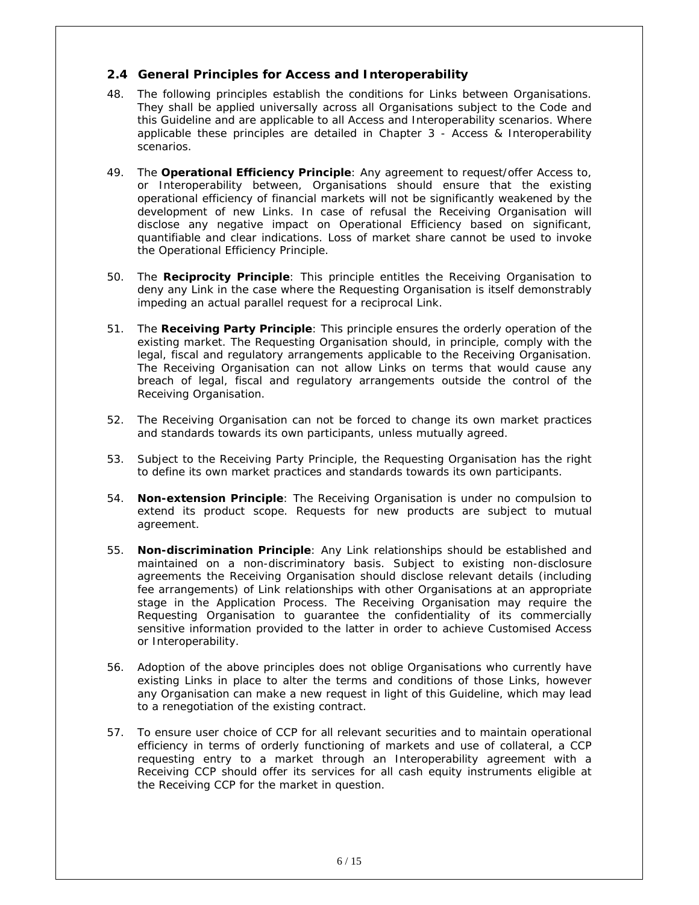## 2.4 General Principles for Access and Interoperability

48. The following principles establish the conditions for Links between Organisations. They shall be applied universally across all Organisations subject to the Code and this Guideline and are applicable to all Access and Interoperability scenarios. Where applicable these principles are detailed in Chapter 3 - Access & Interoperability scenarios.

49. The **Operational Efficiency Principle**: Any agreement to request/offer Access to, or Interoperability between, Organisations should ensure that the existing operational efficiency of financial markets will not be significantly weakened by the development of new Links. In case of refusal the Receiving Organisation will disclose any negative impact on Operational Efficiency based on significant, quantifiable and clear indications. Loss of market share cannot be used to invoke the Operational Efficiency Principle.

50. The **Reciprocity Principle**: This principle entitles the Receiving Organisation to deny any Link in the case where the Requesting Organisation is itself demonstrably impeding an actual parallel request for a reciprocal Link.

51. The **Receiving Party Principle**: This principle ensures the orderly operation of the existing market. The Requesting Organisation should, in principle, comply with the legal, fiscal and regulatory arrangements applicable to the Receiving Organisation. The Receiving Organisation can not allow Links on terms that would cause any breach of legal, fiscal and regulatory arrangements outside the control of the Receiving Organisation.

52. The Receiving Organisation can not be forced to change its own market practices and standards towards its own participants, unless mutually agreed.

53. Subject to the Receiving Party Principle, the Requesting Organisation has the right to define its own market practices and standards towards its own participants.

54. **Non-extension Principle**: The Receiving Organisation is under no compulsion to extend its product scope. Requests for new products are subject to mutual agreement.

55. **Non-discrimination Principle**: Any Link relationships should be established and maintained on a non-discriminatory basis. Subject to existing non-disclosure agreements the Receiving Organisation should disclose relevant details (including fee arrangements) of Link relationships with other Organisations at an appropriate stage in the Application Process. The Receiving Organisation may require the Requesting Organisation to guarantee the confidentiality of its commercially sensitive information provided to the latter in order to achieve Customised Access or Interoperability.

56. Adoption of the above principles does not oblige Organisations who currently have existing Links in place to alter the terms and conditions of those Links, however any Organisation can make a new request in light of this Guideline, which may lead to a renegotiation of the existing contract.

57. To ensure user choice of CCP for all relevant securities and to maintain operational efficiency in terms of orderly functioning of markets and use of collateral, a CCP requesting entry to a market through an Interoperability agreement with a Receiving CCP should offer its services for all cash equity instruments eligible at the Receiving CCP for the market in question.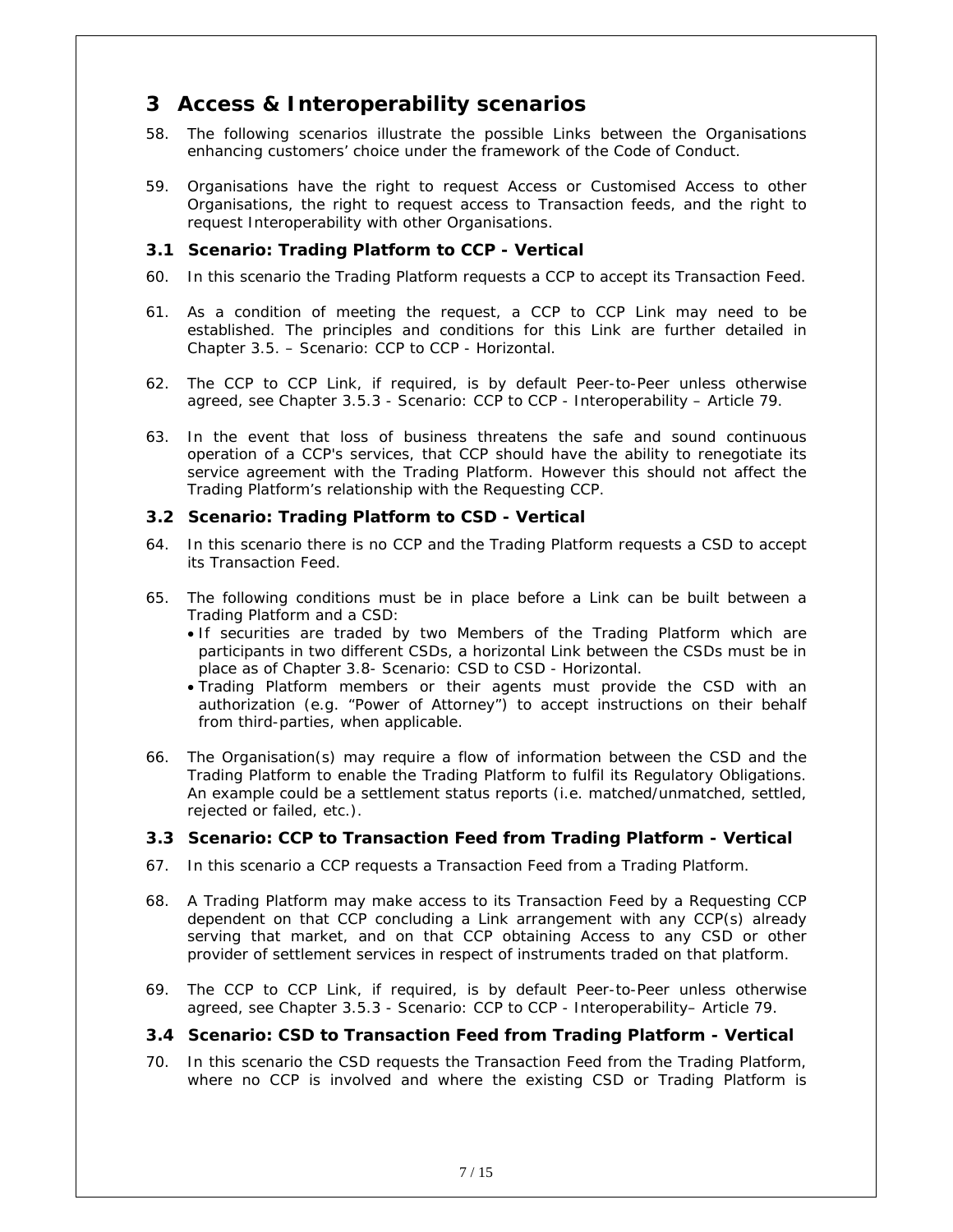# 3 Access & Interoperability scenarios

58. The following scenarios illustrate the possible Links between the Organisations enhancing customers' choice under the framework of the Code of Conduct.

59. Organisations have the right to request Access or Customised Access to other Organisations, the right to request access to Transaction feeds, and the right to request Interoperability with other Organisations.

## 3.1 Scenario: Trading Platform to CCP - Vertical

60. In this scenario the Trading Platform requests a CCP to accept its Transaction Feed.

61. As a condition of meeting the request, a CCP to CCP Link may need to be established. The principles and conditions for this Link are further detailed in Chapter 3.5. – Scenario: CCP to CCP - Horizontal.

62. The CCP to CCP Link, if required, is by default Peer-to-Peer unless otherwise agreed, see Chapter 3.5.3 - Scenario: CCP to CCP - Interoperability – Article 79.

63. In the event that loss of business threatens the safe and sound continuous operation of a CCP's services, that CCP should have the ability to renegotiate its service agreement with the Trading Platform. However this should not affect the Trading Platform's relationship with the Requesting CCP.

## 3.2 Scenario: Trading Platform to CSD - Vertical

64. In this scenario there is no CCP and the Trading Platform requests a CSD to accept its Transaction Feed.

65. The following conditions must be in place before a Link can be built between a Trading Platform and a CSD:
    - If securities are traded by two Members of the Trading Platform which are participants in two different CSDs, a horizontal Link between the CSDs must be in place as of Chapter 3.8- Scenario: CSD to CSD - Horizontal.
    - Trading Platform members or their agents must provide the CSD with an authorization (e.g. "Power of Attorney") to accept instructions on their behalf from third-parties, when applicable.

66. The Organisation(s) may require a flow of information between the CSD and the Trading Platform to enable the Trading Platform to fulfil its Regulatory Obligations. An example could be a settlement status reports (i.e. matched/unmatched, settled, rejected or failed, etc.).

## 3.3 Scenario: CCP to Transaction Feed from Trading Platform - Vertical

67. In this scenario a CCP requests a Transaction Feed from a Trading Platform.

68. A Trading Platform may make access to its Transaction Feed by a Requesting CCP dependent on that CCP concluding a Link arrangement with any CCP(s) already serving that market, and on that CCP obtaining Access to any CSD or other provider of settlement services in respect of instruments traded on that platform.

69. The CCP to CCP Link, if required, is by default Peer-to-Peer unless otherwise agreed, see Chapter 3.5.3 - Scenario: CCP to CCP - Interoperability– Article 79.

## 3.4 Scenario: CSD to Transaction Feed from Trading Platform - Vertical

70. In this scenario the CSD requests the Transaction Feed from the Trading Platform, where no CCP is involved and where the existing CSD or Trading Platform is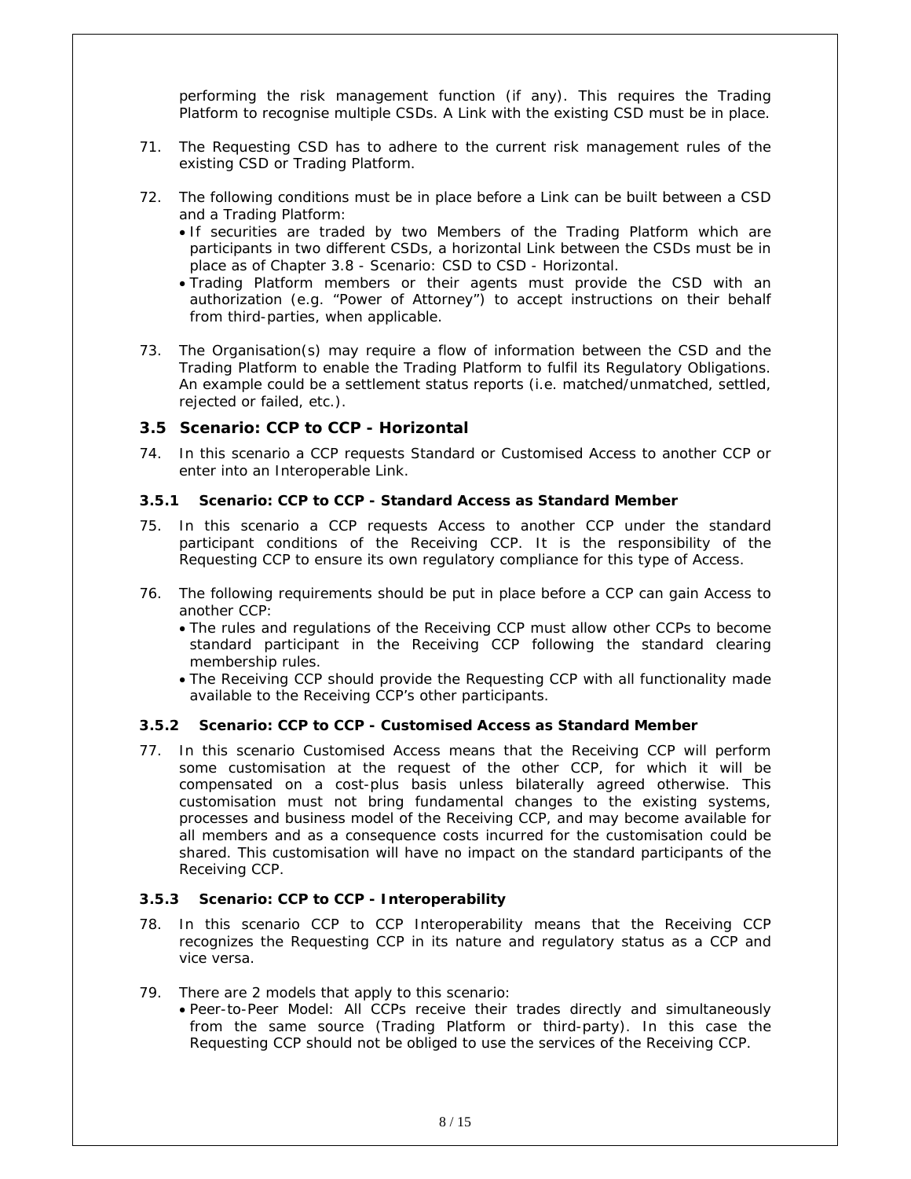performing the risk management function (if any). This requires the Trading Platform to recognise multiple CSDs. A Link with the existing CSD must be in place.

71. The Requesting CSD has to adhere to the current risk management rules of the existing CSD or Trading Platform.

72. The following conditions must be in place before a Link can be built between a CSD and a Trading Platform:
    - If securities are traded by two Members of the Trading Platform which are participants in two different CSDs, a horizontal Link between the CSDs must be in place as of Chapter 3.8 - Scenario: CSD to CSD - Horizontal.
    - Trading Platform members or their agents must provide the CSD with an authorization (e.g. "Power of Attorney") to accept instructions on their behalf from third-parties, when applicable.

73. The Organisation(s) may require a flow of information between the CSD and the Trading Platform to enable the Trading Platform to fulfil its Regulatory Obligations. An example could be a settlement status reports (i.e. matched/unmatched, settled, rejected or failed, etc.).

## 3.5 Scenario: CCP to CCP - Horizontal

74. In this scenario a CCP requests Standard or Customised Access to another CCP or enter into an Interoperable Link.

### 3.5.1 Scenario: CCP to CCP - Standard Access as Standard Member

75. In this scenario a CCP requests Access to another CCP under the standard participant conditions of the Receiving CCP. It is the responsibility of the Requesting CCP to ensure its own regulatory compliance for this type of Access.

76. The following requirements should be put in place before a CCP can gain Access to another CCP:
    - The rules and regulations of the Receiving CCP must allow other CCPs to become standard participant in the Receiving CCP following the standard clearing membership rules.
    - The Receiving CCP should provide the Requesting CCP with all functionality made available to the Receiving CCP's other participants.

### 3.5.2 Scenario: CCP to CCP - Customised Access as Standard Member

77. In this scenario Customised Access means that the Receiving CCP will perform some customisation at the request of the other CCP, for which it will be compensated on a cost-plus basis unless bilaterally agreed otherwise. This customisation must not bring fundamental changes to the existing systems, processes and business model of the Receiving CCP, and may become available for all members and as a consequence costs incurred for the customisation could be shared. This customisation will have no impact on the standard participants of the Receiving CCP.

### 3.5.3 Scenario: CCP to CCP - Interoperability

78. In this scenario CCP to CCP Interoperability means that the Receiving CCP recognizes the Requesting CCP in its nature and regulatory status as a CCP and vice versa.

79. There are 2 models that apply to this scenario:
    - Peer-to-Peer Model: All CCPs receive their trades directly and simultaneously from the same source (Trading Platform or third-party). In this case the Requesting CCP should not be obliged to use the services of the Receiving CCP.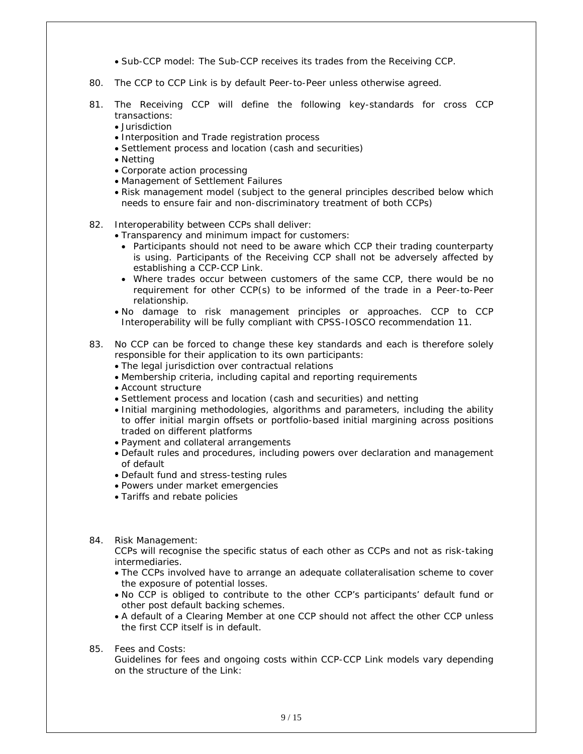- Sub-CCP model: The Sub-CCP receives its trades from the Receiving CCP.

80. The CCP to CCP Link is by default Peer-to-Peer unless otherwise agreed.

81. The Receiving CCP will define the following key-standards for cross CCP transactions:
    - Jurisdiction
    - Interposition and Trade registration process
    - Settlement process and location (cash and securities)
    - Netting
    - Corporate action processing
    - Management of Settlement Failures
    - Risk management model (subject to the general principles described below which needs to ensure fair and non-discriminatory treatment of both CCPs)

82. Interoperability between CCPs shall deliver:
    - Transparency and minimum impact for customers:
      - Participants should not need to be aware which CCP their trading counterparty is using. Participants of the Receiving CCP shall not be adversely affected by establishing a CCP-CCP Link.
      - Where trades occur between customers of the same CCP, there would be no requirement for other CCP(s) to be informed of the trade in a Peer-to-Peer relationship.
    - No damage to risk management principles or approaches. CCP to CCP Interoperability will be fully compliant with CPSS-IOSCO recommendation 11.

83. No CCP can be forced to change these key standards and each is therefore solely responsible for their application to its own participants:
    - The legal jurisdiction over contractual relations
    - Membership criteria, including capital and reporting requirements
    - Account structure
    - Settlement process and location (cash and securities) and netting
    - Initial margining methodologies, algorithms and parameters, including the ability to offer initial margin offsets or portfolio-based initial margining across positions traded on different platforms
    - Payment and collateral arrangements
    - Default rules and procedures, including powers over declaration and management of default
    - Default fund and stress-testing rules
    - Powers under market emergencies
    - Tariffs and rebate policies

84. Risk Management:
    CCPs will recognise the specific status of each other as CCPs and not as risk-taking intermediaries.
    - The CCPs involved have to arrange an adequate collateralisation scheme to cover the exposure of potential losses.
    - No CCP is obliged to contribute to the other CCP's participants' default fund or other post default backing schemes.
    - A default of a Clearing Member at one CCP should not affect the other CCP unless the first CCP itself is in default.

85. Fees and Costs:
    Guidelines for fees and ongoing costs within CCP-CCP Link models vary depending on the structure of the Link: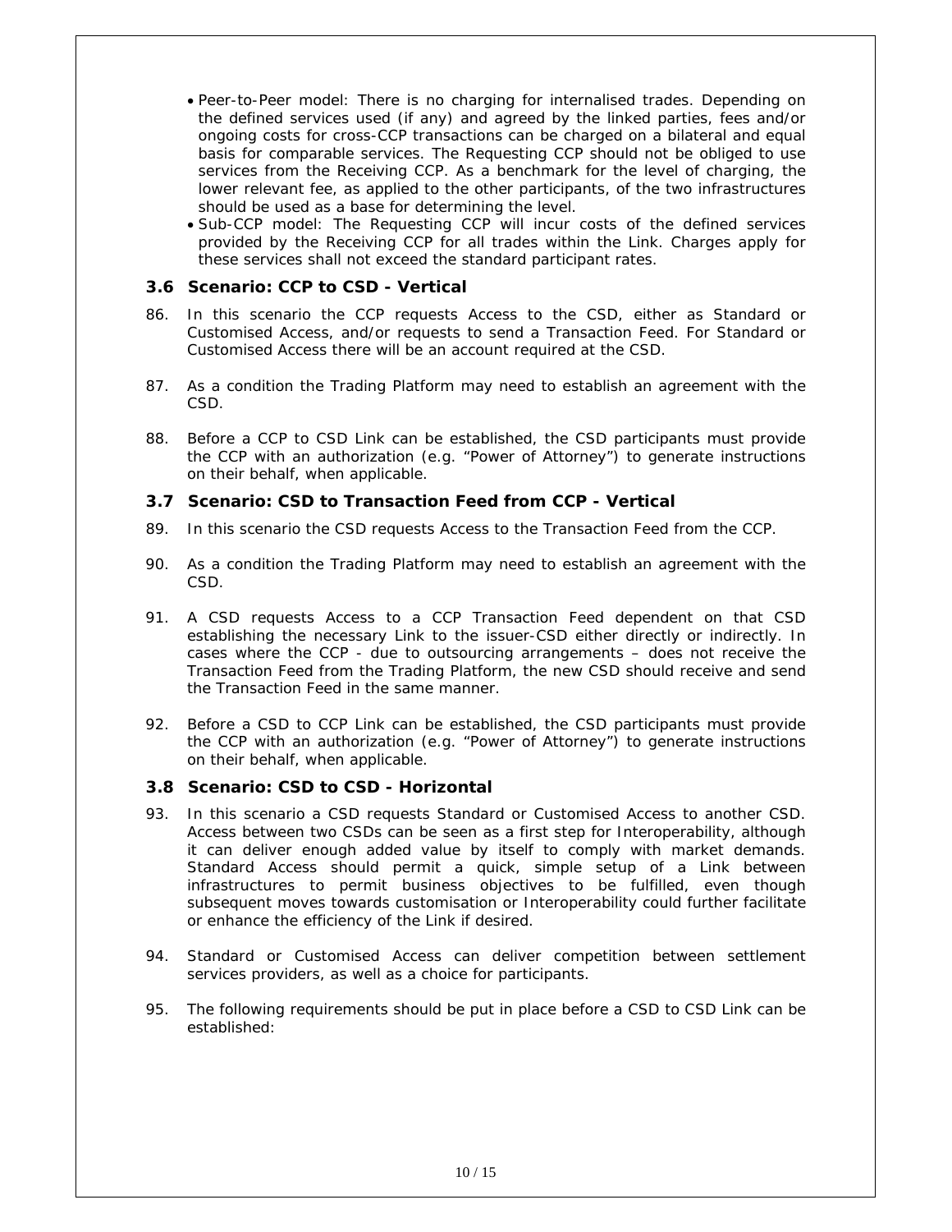- Peer-to-Peer model: There is no charging for internalised trades. Depending on the defined services used (if any) and agreed by the linked parties, fees and/or ongoing costs for cross-CCP transactions can be charged on a bilateral and equal basis for comparable services. The Requesting CCP should not be obliged to use services from the Receiving CCP. As a benchmark for the level of charging, the lower relevant fee, as applied to the other participants, of the two infrastructures should be used as a base for determining the level.
- Sub-CCP model: The Requesting CCP will incur costs of the defined services provided by the Receiving CCP for all trades within the Link. Charges apply for these services shall not exceed the standard participant rates.

### 3.6 Scenario: CCP to CSD - Vertical

86. In this scenario the CCP requests Access to the CSD, either as Standard or Customised Access, and/or requests to send a Transaction Feed. For Standard or Customised Access there will be an account required at the CSD.

87. As a condition the Trading Platform may need to establish an agreement with the CSD.

88. Before a CCP to CSD Link can be established, the CSD participants must provide the CCP with an authorization (e.g. "Power of Attorney") to generate instructions on their behalf, when applicable.

### 3.7 Scenario: CSD to Transaction Feed from CCP - Vertical

89. In this scenario the CSD requests Access to the Transaction Feed from the CCP.

90. As a condition the Trading Platform may need to establish an agreement with the CSD.

91. A CSD requests Access to a CCP Transaction Feed dependent on that CSD establishing the necessary Link to the issuer-CSD either directly or indirectly. In cases where the CCP - due to outsourcing arrangements – does not receive the Transaction Feed from the Trading Platform, the new CSD should receive and send the Transaction Feed in the same manner.

92. Before a CSD to CCP Link can be established, the CSD participants must provide the CCP with an authorization (e.g. "Power of Attorney") to generate instructions on their behalf, when applicable.

### 3.8 Scenario: CSD to CSD - Horizontal

93. In this scenario a CSD requests Standard or Customised Access to another CSD. Access between two CSDs can be seen as a first step for Interoperability, although it can deliver enough added value by itself to comply with market demands. Standard Access should permit a quick, simple setup of a Link between infrastructures to permit business objectives to be fulfilled, even though subsequent moves towards customisation or Interoperability could further facilitate or enhance the efficiency of the Link if desired.

94. Standard or Customised Access can deliver competition between settlement services providers, as well as a choice for participants.

95. The following requirements should be put in place before a CSD to CSD Link can be established: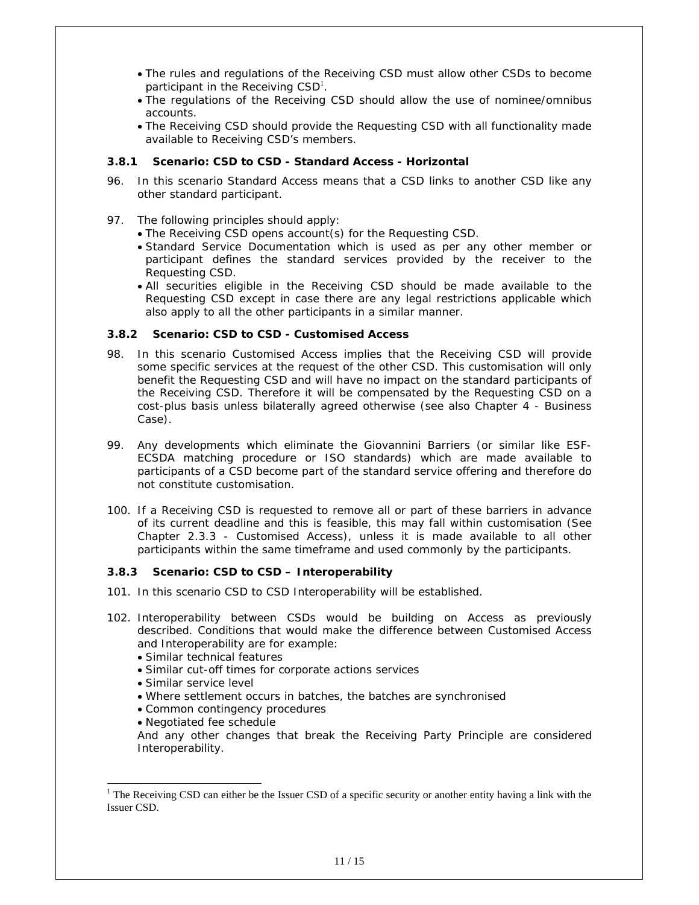- The rules and regulations of the Receiving CSD must allow other CSDs to become participant in the Receiving CSD[1].
- The regulations of the Receiving CSD should allow the use of nominee/omnibus accounts.
- The Receiving CSD should provide the Requesting CSD with all functionality made available to Receiving CSD's members.

### 3.8.1 Scenario: CSD to CSD - Standard Access - Horizontal

96. In this scenario Standard Access means that a CSD links to another CSD like any other standard participant.

97. The following principles should apply:
    - The Receiving CSD opens account(s) for the Requesting CSD.
    - Standard Service Documentation which is used as per any other member or participant defines the standard services provided by the receiver to the Requesting CSD.
    - All securities eligible in the Receiving CSD should be made available to the Requesting CSD except in case there are any legal restrictions applicable which also apply to all the other participants in a similar manner.

### 3.8.2 Scenario: CSD to CSD - Customised Access

98. In this scenario Customised Access implies that the Receiving CSD will provide some specific services at the request of the other CSD. This customisation will only benefit the Requesting CSD and will have no impact on the standard participants of the Receiving CSD. Therefore it will be compensated by the Requesting CSD on a cost-plus basis unless bilaterally agreed otherwise (see also Chapter 4 - Business Case).

99. Any developments which eliminate the Giovannini Barriers (or similar like ESF-ECSDA matching procedure or ISO standards) which are made available to participants of a CSD become part of the standard service offering and therefore do not constitute customisation.

100. If a Receiving CSD is requested to remove all or part of these barriers in advance of its current deadline and this is feasible, this may fall within customisation (See Chapter 2.3.3 - Customised Access), unless it is made available to all other participants within the same timeframe and used commonly by the participants.

### 3.8.3 Scenario: CSD to CSD – Interoperability

101. In this scenario CSD to CSD Interoperability will be established.

102. Interoperability between CSDs would be building on Access as previously described. Conditions that would make the difference between Customised Access and Interoperability are for example:
    - Similar technical features
    - Similar cut-off times for corporate actions services
    - Similar service level
    - Where settlement occurs in batches, the batches are synchronised
    - Common contingency procedures
    - Negotiated fee schedule

    And any other changes that break the Receiving Party Principle are considered Interoperability.

---

[1] The Receiving CSD can either be the Issuer CSD of a specific security or another entity having a link with the Issuer CSD.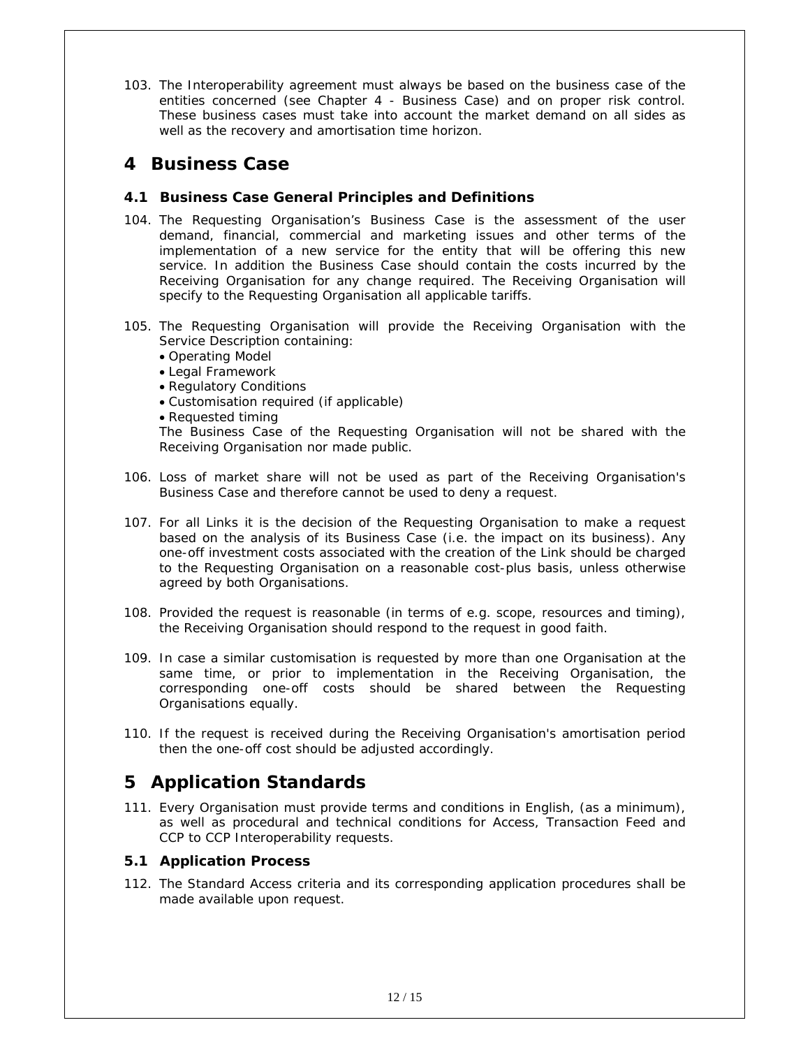103. The Interoperability agreement must always be based on the business case of the entities concerned (see Chapter 4 - Business Case) and on proper risk control. These business cases must take into account the market demand on all sides as well as the recovery and amortisation time horizon.

# 4 Business Case

## 4.1 Business Case General Principles and Definitions

104. The Requesting Organisation's Business Case is the assessment of the user demand, financial, commercial and marketing issues and other terms of the implementation of a new service for the entity that will be offering this new service. In addition the Business Case should contain the costs incurred by the Receiving Organisation for any change required. The Receiving Organisation will specify to the Requesting Organisation all applicable tariffs.

105. The Requesting Organisation will provide the Receiving Organisation with the Service Description containing:
    - Operating Model
    - Legal Framework
    - Regulatory Conditions
    - Customisation required (if applicable)
    - Requested timing

    The Business Case of the Requesting Organisation will not be shared with the Receiving Organisation nor made public.

106. Loss of market share will not be used as part of the Receiving Organisation's Business Case and therefore cannot be used to deny a request.

107. For all Links it is the decision of the Requesting Organisation to make a request based on the analysis of its Business Case (i.e. the impact on its business). Any one-off investment costs associated with the creation of the Link should be charged to the Requesting Organisation on a reasonable cost-plus basis, unless otherwise agreed by both Organisations.

108. Provided the request is reasonable (in terms of e.g. scope, resources and timing), the Receiving Organisation should respond to the request in good faith.

109. In case a similar customisation is requested by more than one Organisation at the same time, or prior to implementation in the Receiving Organisation, the corresponding one-off costs should be shared between the Requesting Organisations equally.

110. If the request is received during the Receiving Organisation's amortisation period then the one-off cost should be adjusted accordingly.

# 5 Application Standards

111. Every Organisation must provide terms and conditions in English, (as a minimum), as well as procedural and technical conditions for Access, Transaction Feed and CCP to CCP Interoperability requests.

## 5.1 Application Process

112. The Standard Access criteria and its corresponding application procedures shall be made available upon request.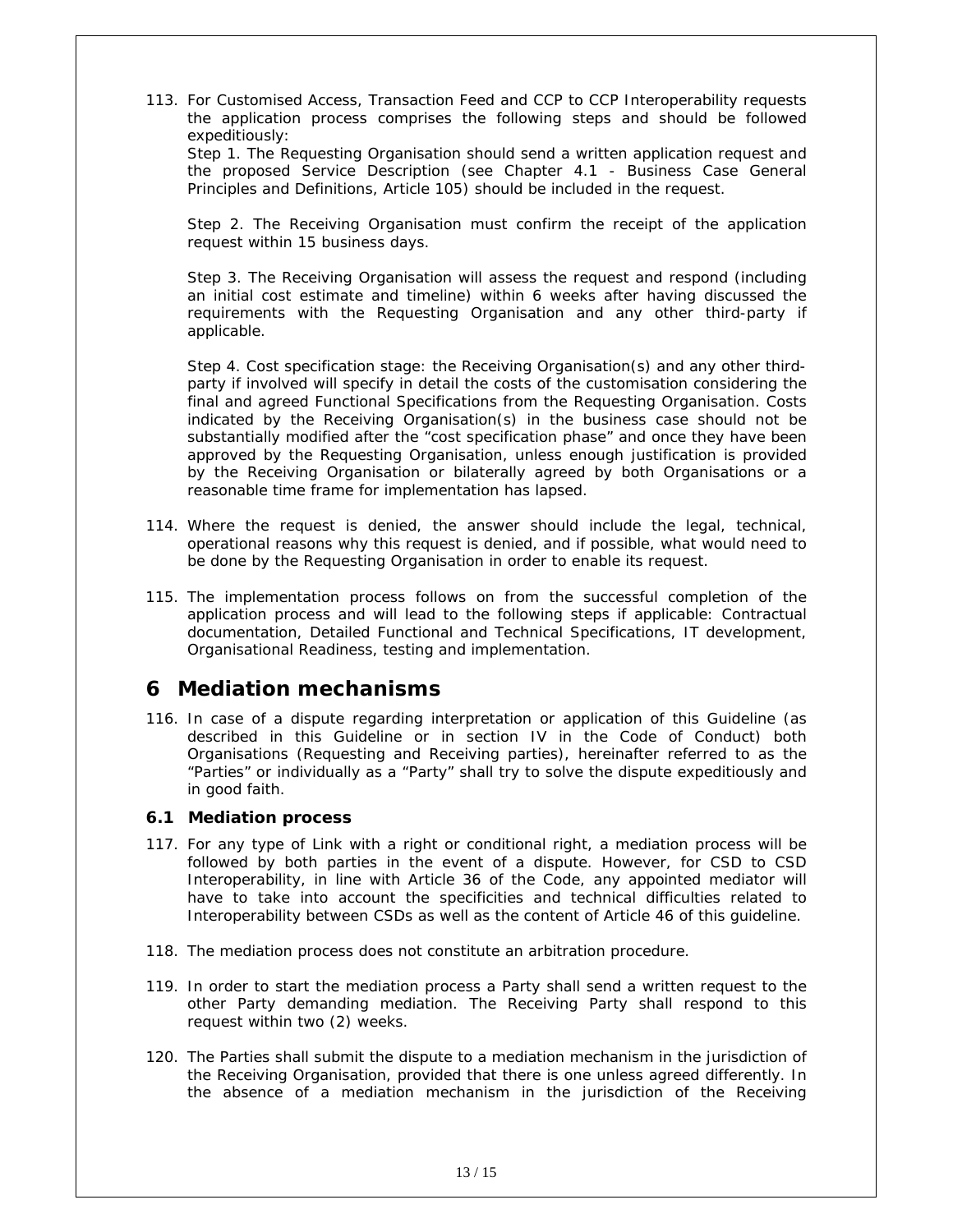113. For Customised Access, Transaction Feed and CCP to CCP Interoperability requests the application process comprises the following steps and should be followed expeditiously:
Step 1. The Requesting Organisation should send a written application request and the proposed Service Description (see Chapter 4.1 - Business Case General Principles and Definitions, Article 105) should be included in the request.

 Step 2. The Receiving Organisation must confirm the receipt of the application request within 15 business days.

 Step 3. The Receiving Organisation will assess the request and respond (including an initial cost estimate and timeline) within 6 weeks after having discussed the requirements with the Requesting Organisation and any other third-party if applicable.

 Step 4. Cost specification stage: the Receiving Organisation(s) and any other third-party if involved will specify in detail the costs of the customisation considering the final and agreed Functional Specifications from the Requesting Organisation. Costs indicated by the Receiving Organisation(s) in the business case should not be substantially modified after the "cost specification phase" and once they have been approved by the Requesting Organisation, unless enough justification is provided by the Receiving Organisation or bilaterally agreed by both Organisations or a reasonable time frame for implementation has lapsed.

114. Where the request is denied, the answer should include the legal, technical, operational reasons why this request is denied, and if possible, what would need to be done by the Requesting Organisation in order to enable its request.

115. The implementation process follows on from the successful completion of the application process and will lead to the following steps if applicable: Contractual documentation, Detailed Functional and Technical Specifications, IT development, Organisational Readiness, testing and implementation.

# 6 Mediation mechanisms

116. In case of a dispute regarding interpretation or application of this Guideline (as described in this Guideline or in section IV in the Code of Conduct) both Organisations (Requesting and Receiving parties), hereinafter referred to as the "Parties" or individually as a "Party" shall try to solve the dispute expeditiously and in good faith.

## 6.1 Mediation process

117. For any type of Link with a right or conditional right, a mediation process will be followed by both parties in the event of a dispute. However, for CSD to CSD Interoperability, in line with Article 36 of the Code, any appointed mediator will have to take into account the specificities and technical difficulties related to Interoperability between CSDs as well as the content of Article 46 of this guideline.

118. The mediation process does not constitute an arbitration procedure.

119. In order to start the mediation process a Party shall send a written request to the other Party demanding mediation. The Receiving Party shall respond to this request within two (2) weeks.

120. The Parties shall submit the dispute to a mediation mechanism in the jurisdiction of the Receiving Organisation, provided that there is one unless agreed differently. In the absence of a mediation mechanism in the jurisdiction of the Receiving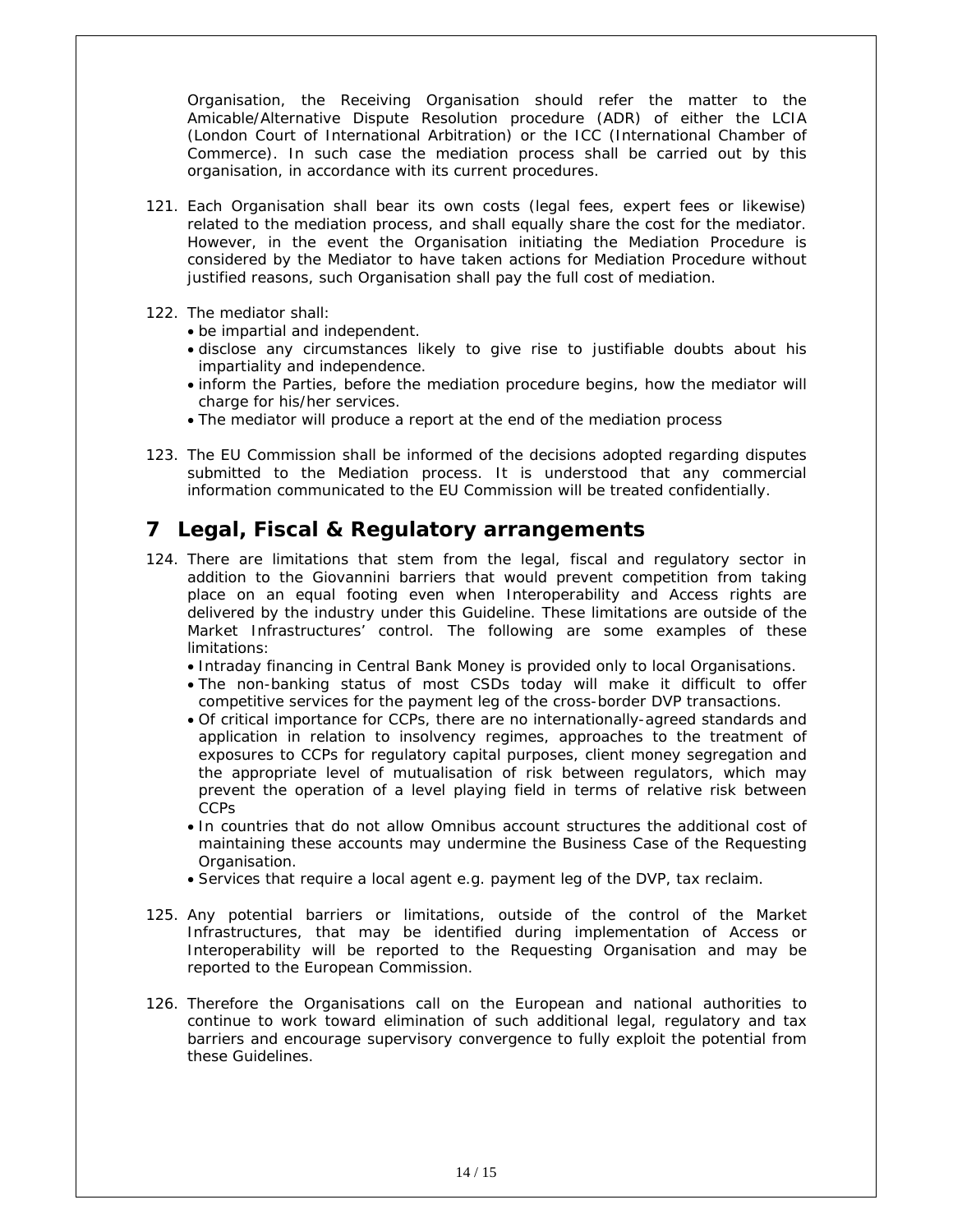Organisation, the Receiving Organisation should refer the matter to the Amicable/Alternative Dispute Resolution procedure (ADR) of either the LCIA (London Court of International Arbitration) or the ICC (International Chamber of Commerce). In such case the mediation process shall be carried out by this organisation, in accordance with its current procedures.

121. Each Organisation shall bear its own costs (legal fees, expert fees or likewise) related to the mediation process, and shall equally share the cost for the mediator. However, in the event the Organisation initiating the Mediation Procedure is considered by the Mediator to have taken actions for Mediation Procedure without justified reasons, such Organisation shall pay the full cost of mediation.

122. The mediator shall:
    - be impartial and independent.
    - disclose any circumstances likely to give rise to justifiable doubts about his impartiality and independence.
    - inform the Parties, before the mediation procedure begins, how the mediator will charge for his/her services.
    - The mediator will produce a report at the end of the mediation process

123. The EU Commission shall be informed of the decisions adopted regarding disputes submitted to the Mediation process. It is understood that any commercial information communicated to the EU Commission will be treated confidentially.

# 7 Legal, Fiscal & Regulatory arrangements

124. There are limitations that stem from the legal, fiscal and regulatory sector in addition to the Giovannini barriers that would prevent competition from taking place on an equal footing even when Interoperability and Access rights are delivered by the industry under this Guideline. These limitations are outside of the Market Infrastructures' control. The following are some examples of these limitations:
    - Intraday financing in Central Bank Money is provided only to local Organisations.
    - The non-banking status of most CSDs today will make it difficult to offer competitive services for the payment leg of the cross-border DVP transactions.
    - Of critical importance for CCPs, there are no internationally-agreed standards and application in relation to insolvency regimes, approaches to the treatment of exposures to CCPs for regulatory capital purposes, client money segregation and the appropriate level of mutualisation of risk between regulators, which may prevent the operation of a level playing field in terms of relative risk between CCPs
    - In countries that do not allow Omnibus account structures the additional cost of maintaining these accounts may undermine the Business Case of the Requesting Organisation.
    - Services that require a local agent e.g. payment leg of the DVP, tax reclaim.

125. Any potential barriers or limitations, outside of the control of the Market Infrastructures, that may be identified during implementation of Access or Interoperability will be reported to the Requesting Organisation and may be reported to the European Commission.

126. Therefore the Organisations call on the European and national authorities to continue to work toward elimination of such additional legal, regulatory and tax barriers and encourage supervisory convergence to fully exploit the potential from these Guidelines.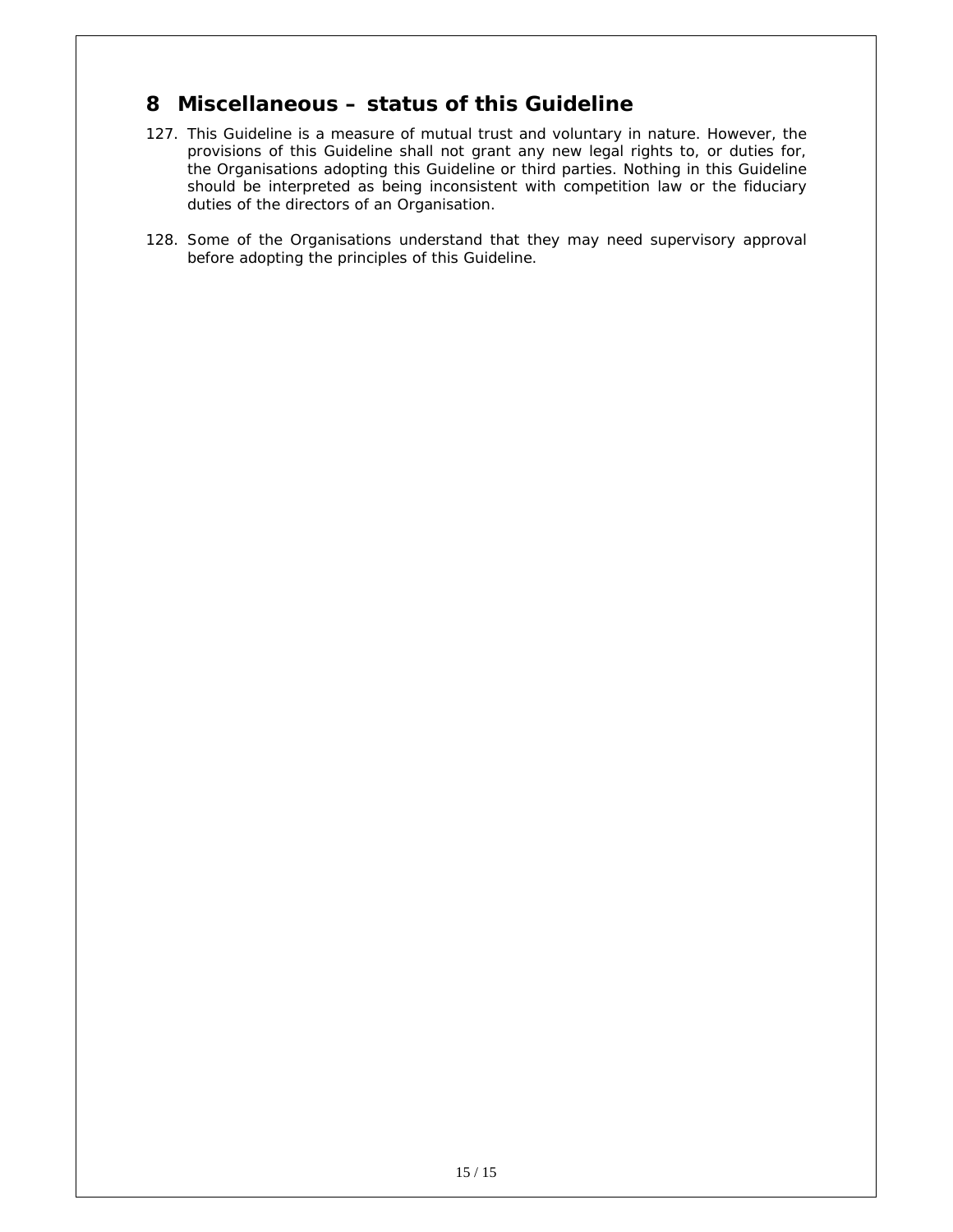## 8 Miscellaneous – status of this Guideline

127. This Guideline is a measure of mutual trust and voluntary in nature. However, the provisions of this Guideline shall not grant any new legal rights to, or duties for, the Organisations adopting this Guideline or third parties. Nothing in this Guideline should be interpreted as being inconsistent with competition law or the fiduciary duties of the directors of an Organisation.

128. Some of the Organisations understand that they may need supervisory approval before adopting the principles of this Guideline.